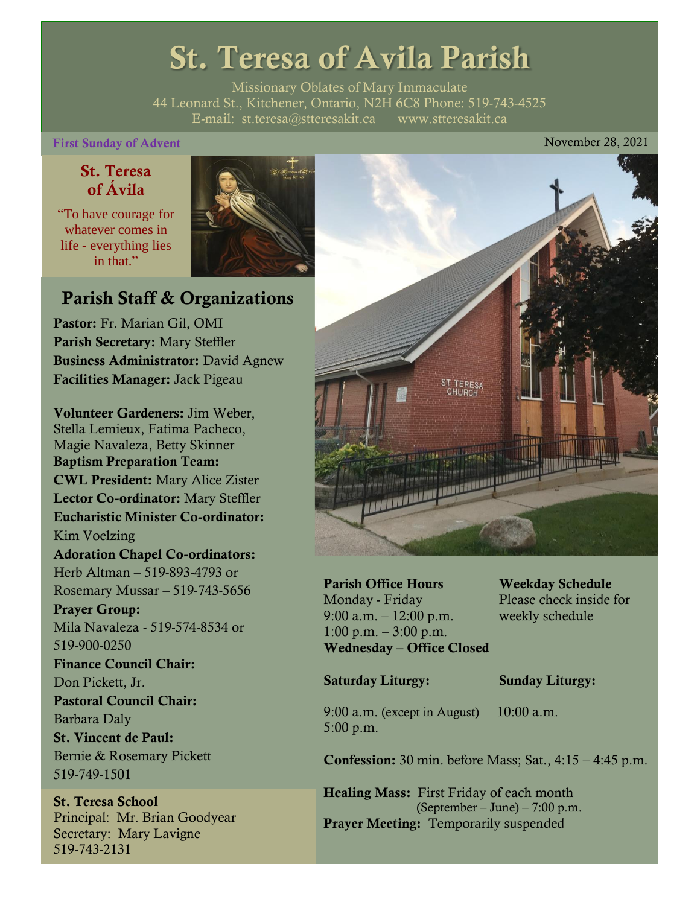# St. Teresa of Avila Parish

Missionary Oblates of Mary Immaculate
44 Leonard St., Kitchener, Ontario, N2H 6C8 Phone: 519-743-4525
E-mail: st.teresa@stteresakit.ca www.stteresakit.ca

**First Sunday of Advent** November 28, 2021

### St. Teresa of Ávila

"To have courage for whatever comes in life - everything lies in that."

## Parish Staff & Organizations

**Pastor:** Fr. Marian Gil, OMI
**Parish Secretary:** Mary Steffler
**Business Administrator:** David Agnew
**Facilities Manager:** Jack Pigeau

**Volunteer Gardeners:** Jim Weber, Stella Lemieux, Fatima Pacheco, Magie Navaleza, Betty Skinner
**Baptism Preparation Team:**
**CWL President:** Mary Alice Zister
**Lector Co-ordinator:** Mary Steffler
**Eucharistic Minister Co-ordinator:** Kim Voelzing
**Adoration Chapel Co-ordinators:** Herb Altman – 519-893-4793 or Rosemary Mussar – 519-743-5656
**Prayer Group:** Mila Navaleza - 519-574-8534 or 519-900-0250
**Finance Council Chair:** Don Pickett, Jr.
**Pastoral Council Chair:** Barbara Daly
**St. Vincent de Paul:** Bernie & Rosemary Pickett 519-749-1501

**St. Teresa School**
Principal: Mr. Brian Goodyear
Secretary: Mary Lavigne
519-743-2131

**Parish Office Hours**
Monday - Friday
9:00 a.m. – 12:00 p.m.
1:00 p.m. – 3:00 p.m.
**Wednesday – Office Closed**

**Weekday Schedule**
Please check inside for weekly schedule

**Saturday Liturgy:**
9:00 a.m. (except in August)
5:00 p.m.

**Sunday Liturgy:**
10:00 a.m.

**Confession:** 30 min. before Mass; Sat., 4:15 – 4:45 p.m.

**Healing Mass:** First Friday of each month (September – June) – 7:00 p.m.
**Prayer Meeting:** Temporarily suspended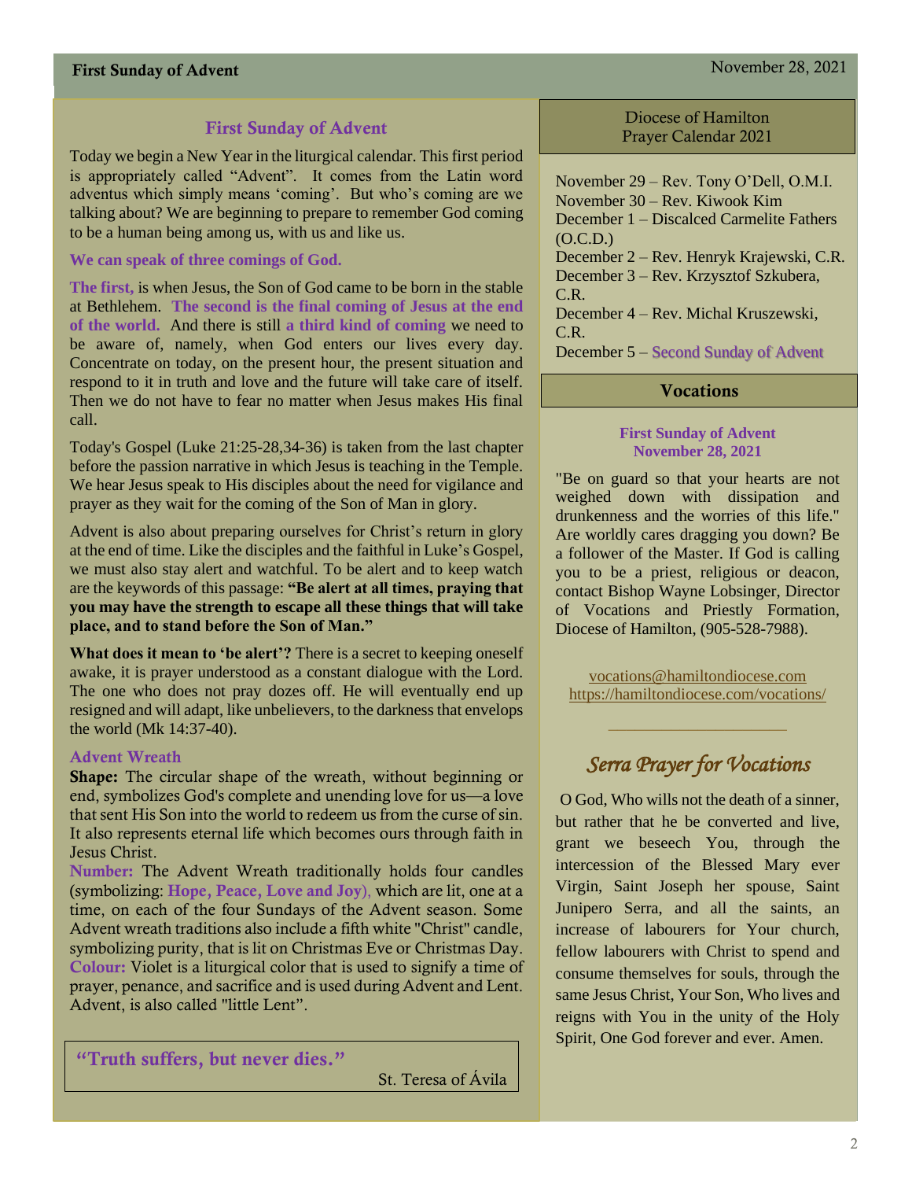First Sunday of Advent

November 28, 2021

## First Sunday of Advent

Today we begin a New Year in the liturgical calendar. This first period is appropriately called "Advent". It comes from the Latin word adventus which simply means 'coming'. But who's coming are we talking about? We are beginning to prepare to remember God coming to be a human being among us, with us and like us.

**We can speak of three comings of God.**

**The first,** is when Jesus, the Son of God came to be born in the stable at Bethlehem. **The second is the final coming of Jesus at the end of the world.** And there is still **a third kind of coming** we need to be aware of, namely, when God enters our lives every day. Concentrate on today, on the present hour, the present situation and respond to it in truth and love and the future will take care of itself. Then we do not have to fear no matter when Jesus makes His final call.

Today's Gospel (Luke 21:25-28,34-36) is taken from the last chapter before the passion narrative in which Jesus is teaching in the Temple. We hear Jesus speak to His disciples about the need for vigilance and prayer as they wait for the coming of the Son of Man in glory.

Advent is also about preparing ourselves for Christ's return in glory at the end of time. Like the disciples and the faithful in Luke's Gospel, we must also stay alert and watchful. To be alert and to keep watch are the keywords of this passage: **"Be alert at all times, praying that you may have the strength to escape all these things that will take place, and to stand before the Son of Man."**

**What does it mean to 'be alert'?** There is a secret to keeping oneself awake, it is prayer understood as a constant dialogue with the Lord. The one who does not pray dozes off. He will eventually end up resigned and will adapt, like unbelievers, to the darkness that envelops the world (Mk 14:37-40).

**Advent Wreath**

**Shape:** The circular shape of the wreath, without beginning or end, symbolizes God's complete and unending love for us—a love that sent His Son into the world to redeem us from the curse of sin. It also represents eternal life which becomes ours through faith in Jesus Christ.

**Number:** The Advent Wreath traditionally holds four candles (symbolizing: **Hope, Peace, Love and Joy**), which are lit, one at a time, on each of the four Sundays of the Advent season. Some Advent wreath traditions also include a fifth white "Christ" candle, symbolizing purity, that is lit on Christmas Eve or Christmas Day.

**Colour:** Violet is a liturgical color that is used to signify a time of prayer, penance, and sacrifice and is used during Advent and Lent. Advent, is also called "little Lent".

> **"Truth suffers, but never dies."**
>
> St. Teresa of Ávila

## Diocese of Hamilton Prayer Calendar 2021

November 29 – Rev. Tony O'Dell, O.M.I.
November 30 – Rev. Kiwook Kim
December 1 – Discalced Carmelite Fathers (O.C.D.)
December 2 – Rev. Henryk Krajewski, C.R.
December 3 – Rev. Krzysztof Szkubera, C.R.
December 4 – Rev. Michal Kruszewski, C.R.
December 5 – Second Sunday of Advent

## Vocations

**First Sunday of Advent**
**November 28, 2021**

"Be on guard so that your hearts are not weighed down with dissipation and drunkenness and the worries of this life." Are worldly cares dragging you down? Be a follower of the Master. If God is calling you to be a priest, religious or deacon, contact Bishop Wayne Lobsinger, Director of Vocations and Priestly Formation, Diocese of Hamilton, (905-528-7988).

vocations@hamiltondiocese.com
https://hamiltondiocese.com/vocations/

## *Serra Prayer for Vocations*

O God, Who wills not the death of a sinner, but rather that he be converted and live, grant we beseech You, through the intercession of the Blessed Mary ever Virgin, Saint Joseph her spouse, Saint Junipero Serra, and all the saints, an increase of labourers for Your church, fellow labourers with Christ to spend and consume themselves for souls, through the same Jesus Christ, Your Son, Who lives and reigns with You in the unity of the Holy Spirit, One God forever and ever. Amen.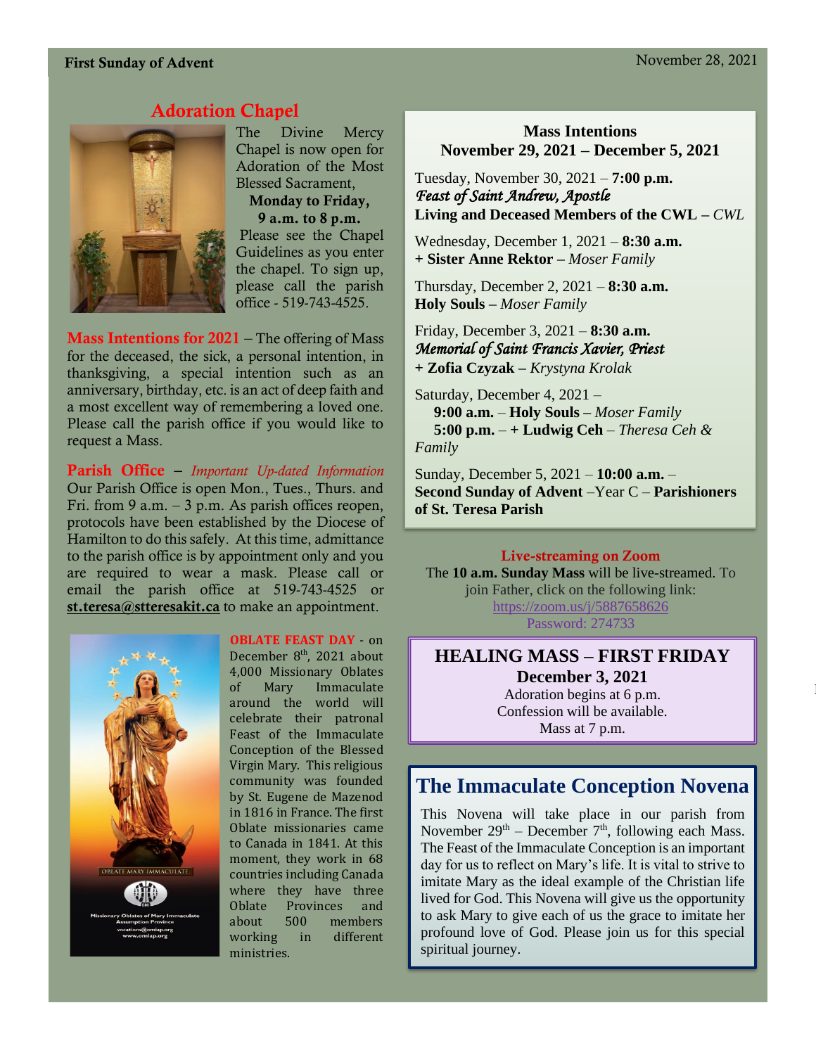**First Sunday of Advent** November 28, 2021

## Adoration Chapel

The Divine Mercy Chapel is now open for Adoration of the Most Blessed Sacrament,

**Monday to Friday,**
**9 a.m. to 8 p.m.**

Please see the Chapel Guidelines as you enter the chapel. To sign up, please call the parish office - 519-743-4525.

**Mass Intentions for 2021** – The offering of Mass for the deceased, the sick, a personal intention, in thanksgiving, a special intention such as an anniversary, birthday, etc. is an act of deep faith and a most excellent way of remembering a loved one. Please call the parish office if you would like to request a Mass.

**Parish Office** – *Important Up-dated Information*
Our Parish Office is open Mon., Tues., Thurs. and Fri. from 9 a.m. – 3 p.m. As parish offices reopen, protocols have been established by the Diocese of Hamilton to do this safely. At this time, admittance to the parish office is by appointment only and you are required to wear a mask. Please call or email the parish office at 519-743-4525 or **st.teresa@stteresakit.ca** to make an appointment.

**OBLATE FEAST DAY** - on December 8th, 2021 about 4,000 Missionary Oblates of Mary Immaculate around the world will celebrate their patronal Feast of the Immaculate Conception of the Blessed Virgin Mary. This religious community was founded by St. Eugene de Mazenod in 1816 in France. The first Oblate missionaries came to Canada in 1841. At this moment, they work in 68 countries including Canada where they have three Oblate Provinces and about 500 members working in different ministries.

## Mass Intentions
## November 29, 2021 – December 5, 2021

Tuesday, November 30, 2021 – **7:00 p.m.**
*Feast of Saint Andrew, Apostle*
**Living and Deceased Members of the CWL** – *CWL*

Wednesday, December 1, 2021 – **8:30 a.m.**
**+ Sister Anne Rektor** – *Moser Family*

Thursday, December 2, 2021 – **8:30 a.m.**
**Holy Souls** – *Moser Family*

Friday, December 3, 2021 – **8:30 a.m.**
*Memorial of Saint Francis Xavier, Priest*
**+ Zofia Czyzak** – *Krystyna Krolak*

Saturday, December 4, 2021 –
**9:00 a.m.** – **Holy Souls** – *Moser Family*
**5:00 p.m.** – **+ Ludwig Ceh** – *Theresa Ceh & Family*

Sunday, December 5, 2021 – **10:00 a.m.** –
**Second Sunday of Advent** –Year C – **Parishioners of St. Teresa Parish**

**Live-streaming on Zoom**
The **10 a.m. Sunday Mass** will be live-streamed. To join Father, click on the following link:
https://zoom.us/j/5887658626
Password: 274733

## HEALING MASS – FIRST FRIDAY
**December 3, 2021**
Adoration begins at 6 p.m.
Confession will be available.
Mass at 7 p.m.

## The Immaculate Conception Novena

This Novena will take place in our parish from November 29th – December 7th, following each Mass. The Feast of the Immaculate Conception is an important day for us to reflect on Mary's life. It is vital to strive to imitate Mary as the ideal example of the Christian life lived for God. This Novena will give us the opportunity to ask Mary to give each of us the grace to imitate her profound love of God. Please join us for this special spiritual journey.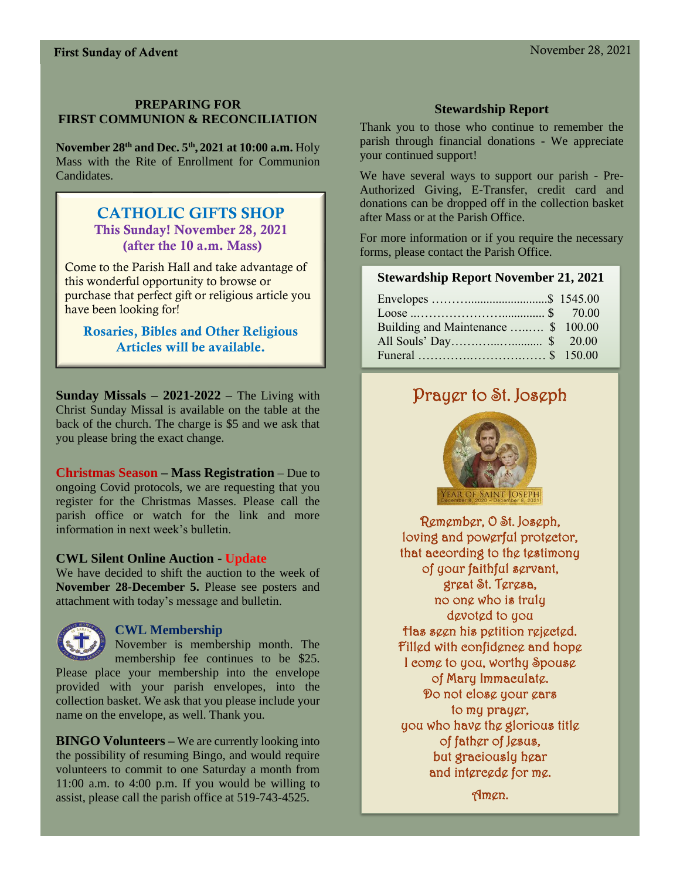First Sunday of Advent

November 28, 2021

## PREPARING FOR FIRST COMMUNION & RECONCILIATION

**November 28th and Dec. 5th, 2021 at 10:00 a.m.** Holy Mass with the Rite of Enrollment for Communion Candidates.

## CATHOLIC GIFTS SHOP

**This Sunday! November 28, 2021 (after the 10 a.m. Mass)**

Come to the Parish Hall and take advantage of this wonderful opportunity to browse or purchase that perfect gift or religious article you have been looking for!

**Rosaries, Bibles and Other Religious Articles will be available.**

**Sunday Missals – 2021-2022** – The Living with Christ Sunday Missal is available on the table at the back of the church. The charge is $5 and we ask that you please bring the exact change.

**Christmas Season – Mass Registration** – Due to ongoing Covid protocols, we are requesting that you register for the Christmas Masses. Please call the parish office or watch for the link and more information in next week's bulletin.

**CWL Silent Online Auction - Update**

We have decided to shift the auction to the week of **November 28-December 5.** Please see posters and attachment with today's message and bulletin.

**CWL Membership**

November is membership month. The membership fee continues to be $25. Please place your membership into the envelope provided with your parish envelopes, into the collection basket. We ask that you please include your name on the envelope, as well. Thank you.

**BINGO Volunteers** – We are currently looking into the possibility of resuming Bingo, and would require volunteers to commit to one Saturday a month from 11:00 a.m. to 4:00 p.m. If you would be willing to assist, please call the parish office at 519-743-4525.

## Stewardship Report

Thank you to those who continue to remember the parish through financial donations - We appreciate your continued support!

We have several ways to support our parish - Pre-Authorized Giving, E-Transfer, credit card and donations can be dropped off in the collection basket after Mass or at the Parish Office.

For more information or if you require the necessary forms, please contact the Parish Office.

**Stewardship Report November 21, 2021**

| | |
|---|---|
| Envelopes | $ 1545.00 |
| Loose | $ 70.00 |
| Building and Maintenance | $ 100.00 |
| All Souls' Day | $ 20.00 |
| Funeral | $ 150.00 |

## Prayer to St. Joseph

YEAR OF SAINT JOSEPH
December 8, 2020 – December 8, 2021

Remember, O St. Joseph,
loving and powerful protector,
that according to the testimony
of your faithful servant,
great St. Teresa,
no one who is truly
devoted to you
Has seen his petition rejected.
Filled with confidence and hope
I come to you, worthy Spouse
of Mary Immaculate.
Do not close your ears
to my prayer,
you who have the glorious title
of father of Jesus,
but graciously hear
and intercede for me.

Amen.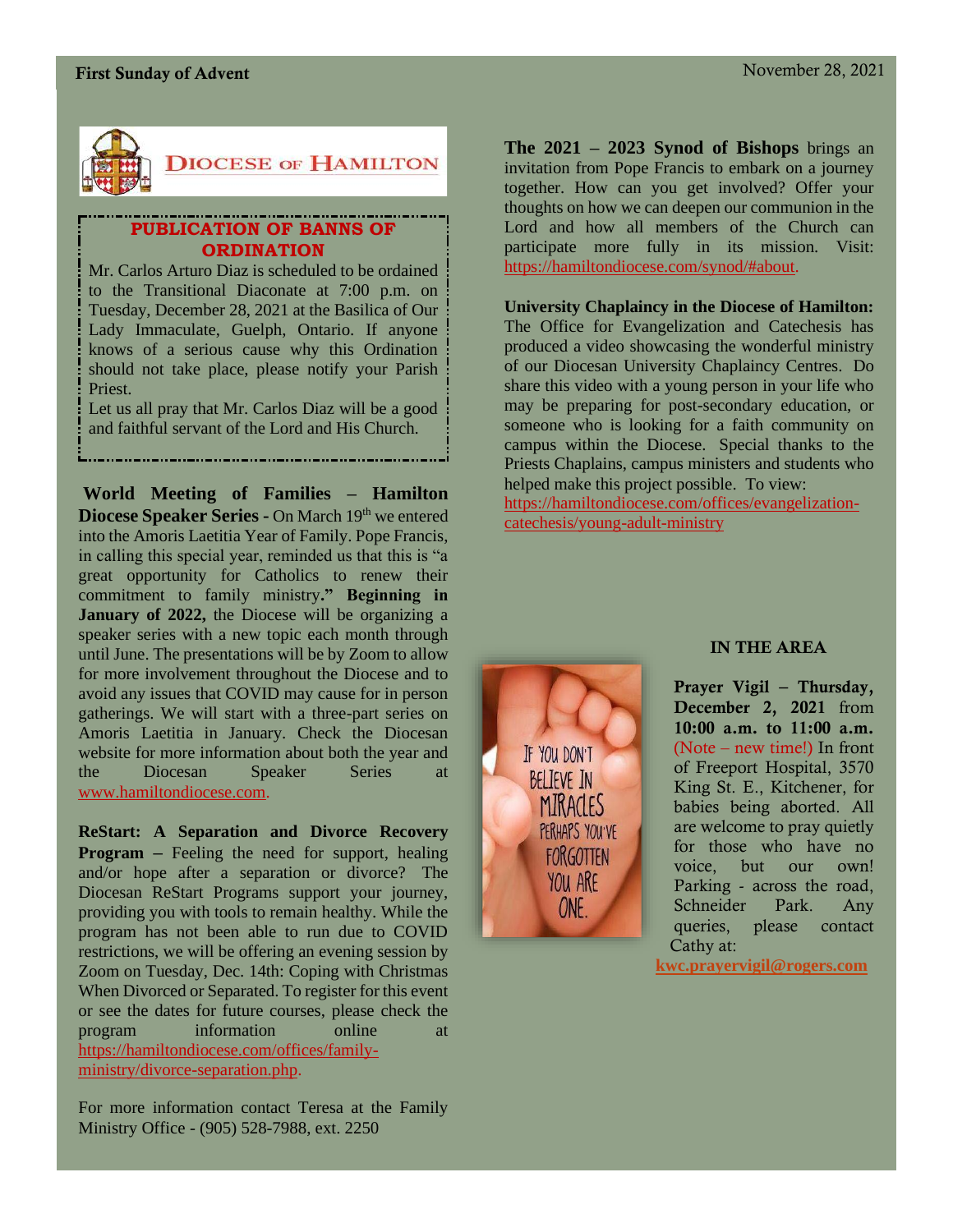**DIOCESE OF HAMILTON**

## PUBLICATION OF BANNS OF ORDINATION

Mr. Carlos Arturo Diaz is scheduled to be ordained to the Transitional Diaconate at 7:00 p.m. on Tuesday, December 28, 2021 at the Basilica of Our Lady Immaculate, Guelph, Ontario. If anyone knows of a serious cause why this Ordination should not take place, please notify your Parish Priest.

Let us all pray that Mr. Carlos Diaz will be a good and faithful servant of the Lord and His Church.

**World Meeting of Families – Hamilton Diocese Speaker Series -** On March 19th we entered into the Amoris Laetitia Year of Family. Pope Francis, in calling this special year, reminded us that this is "a great opportunity for Catholics to renew their commitment to family ministry**." Beginning in January of 2022,** the Diocese will be organizing a speaker series with a new topic each month through until June. The presentations will be by Zoom to allow for more involvement throughout the Diocese and to avoid any issues that COVID may cause for in person gatherings. We will start with a three-part series on Amoris Laetitia in January. Check the Diocesan website for more information about both the year and the Diocesan Speaker Series at www.hamiltondiocese.com.

**ReStart: A Separation and Divorce Recovery Program –** Feeling the need for support, healing and/or hope after a separation or divorce? The Diocesan ReStart Programs support your journey, providing you with tools to remain healthy. While the program has not been able to run due to COVID restrictions, we will be offering an evening session by Zoom on Tuesday, Dec. 14th: Coping with Christmas When Divorced or Separated. To register for this event or see the dates for future courses, please check the program information online at https://hamiltondiocese.com/offices/family-ministry/divorce-separation.php.

For more information contact Teresa at the Family Ministry Office - (905) 528-7988, ext. 2250

**The 2021 – 2023 Synod of Bishops** brings an invitation from Pope Francis to embark on a journey together. How can you get involved? Offer your thoughts on how we can deepen our communion in the Lord and how all members of the Church can participate more fully in its mission. Visit: https://hamiltondiocese.com/synod/#about.

**University Chaplaincy in the Diocese of Hamilton:** The Office for Evangelization and Catechesis has produced a video showcasing the wonderful ministry of our Diocesan University Chaplaincy Centres. Do share this video with a young person in your life who may be preparing for post-secondary education, or someone who is looking for a faith community on campus within the Diocese. Special thanks to the Priests Chaplains, campus ministers and students who helped make this project possible. To view: https://hamiltondiocese.com/offices/evangelization-catechesis/young-adult-ministry

IF YOU DON'T BELIEVE IN MIRACLES PERHAPS YOU'VE FORGOTTEN YOU ARE ONE.

## IN THE AREA

**Prayer Vigil – Thursday, December 2, 2021** from **10:00 a.m. to 11:00 a.m.** (Note – new time!) In front of Freeport Hospital, 3570 King St. E., Kitchener, for babies being aborted. All are welcome to pray quietly for those who have no voice, but our own! Parking - across the road, Schneider Park. Any queries, please contact Cathy at:

**kwc.prayervigil@rogers.com**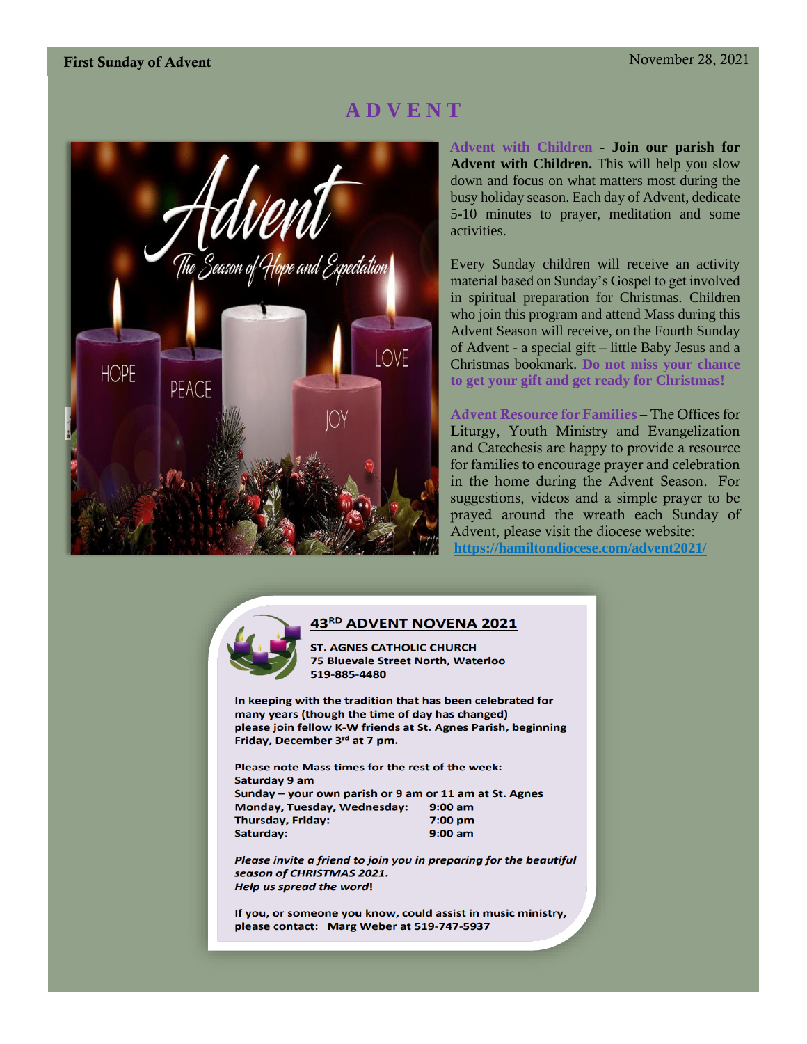First Sunday of Advent

November 28, 2021

# ADVENT

**Advent with Children** - **Join our parish for Advent with Children.** This will help you slow down and focus on what matters most during the busy holiday season. Each day of Advent, dedicate 5-10 minutes to prayer, meditation and some activities.

Every Sunday children will receive an activity material based on Sunday's Gospel to get involved in spiritual preparation for Christmas. Children who join this program and attend Mass during this Advent Season will receive, on the Fourth Sunday of Advent - a special gift – little Baby Jesus and a Christmas bookmark. **Do not miss your chance to get your gift and get ready for Christmas!**

**Advent Resource for Families** – The Offices for Liturgy, Youth Ministry and Evangelization and Catechesis are happy to provide a resource for families to encourage prayer and celebration in the home during the Advent Season. For suggestions, videos and a simple prayer to be prayed around the wreath each Sunday of Advent, please visit the diocese website: https://hamiltondiocese.com/advent2021/

## 43RD ADVENT NOVENA 2021

**ST. AGNES CATHOLIC CHURCH**
**75 Bluevale Street North, Waterloo**
**519-885-4480**

In keeping with the tradition that has been celebrated for many years (though the time of day has changed) please join fellow K-W friends at St. Agnes Parish, beginning Friday, December 3rd at 7 pm.

Please note Mass times for the rest of the week:
Saturday 9 am
Sunday – your own parish or 9 am or 11 am at St. Agnes

| | |
|---|---|
| Monday, Tuesday, Wednesday: | 9:00 am |
| Thursday, Friday: | 7:00 pm |
| Saturday: | 9:00 am |

***Please invite a friend to join you in preparing for the beautiful season of CHRISTMAS 2021.***
***Help us spread the word!***

If you, or someone you know, could assist in music ministry, please contact: Marg Weber at 519-747-5937